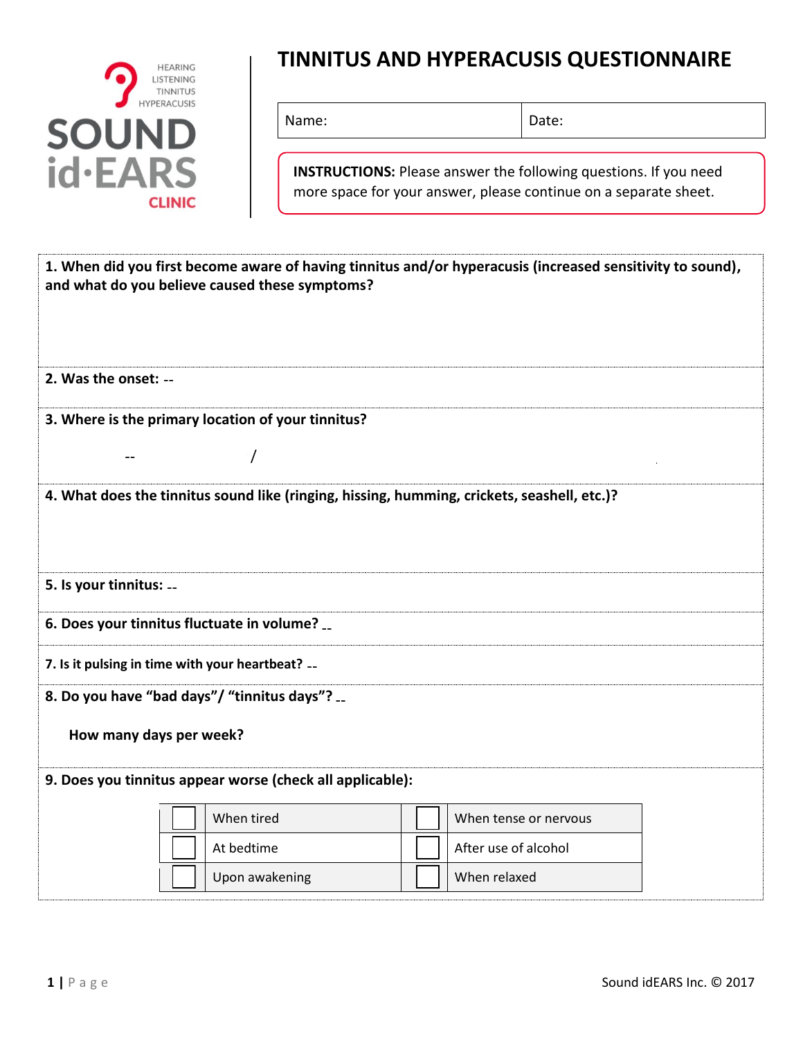HEARING
LISTENING
TINNITUS
HYPERACUSIS

SOUND id·EARS CLINIC

# TINNITUS AND HYPERACUSIS QUESTIONNAIRE

| Name: | Date: |
|---|---|

**INSTRUCTIONS:** Please answer the following questions. If you need more space for your answer, please continue on a separate sheet.

**1. When did you first become aware of having tinnitus and/or hyperacusis (increased sensitivity to sound), and what do you believe caused these symptoms?**

**2. Was the onset:** --

**3. Where is the primary location of your tinnitus?**

-- /

**4. What does the tinnitus sound like (ringing, hissing, humming, crickets, seashell, etc.)?**

**5. Is your tinnitus:** --

**6. Does your tinnitus fluctuate in volume?** --

**7. Is it pulsing in time with your heartbeat?** --

**8. Do you have "bad days"/ "tinnitus days"?** --

**How many days per week?**

**9. Does you tinnitus appear worse (check all applicable):**

| | | | |
|---|---|---|---|
| ☐ | When tired | ☐ | When tense or nervous |
| ☐ | At bedtime | ☐ | After use of alcohol |
| ☐ | Upon awakening | ☐ | When relaxed |

Sound idEARS Inc. © 2017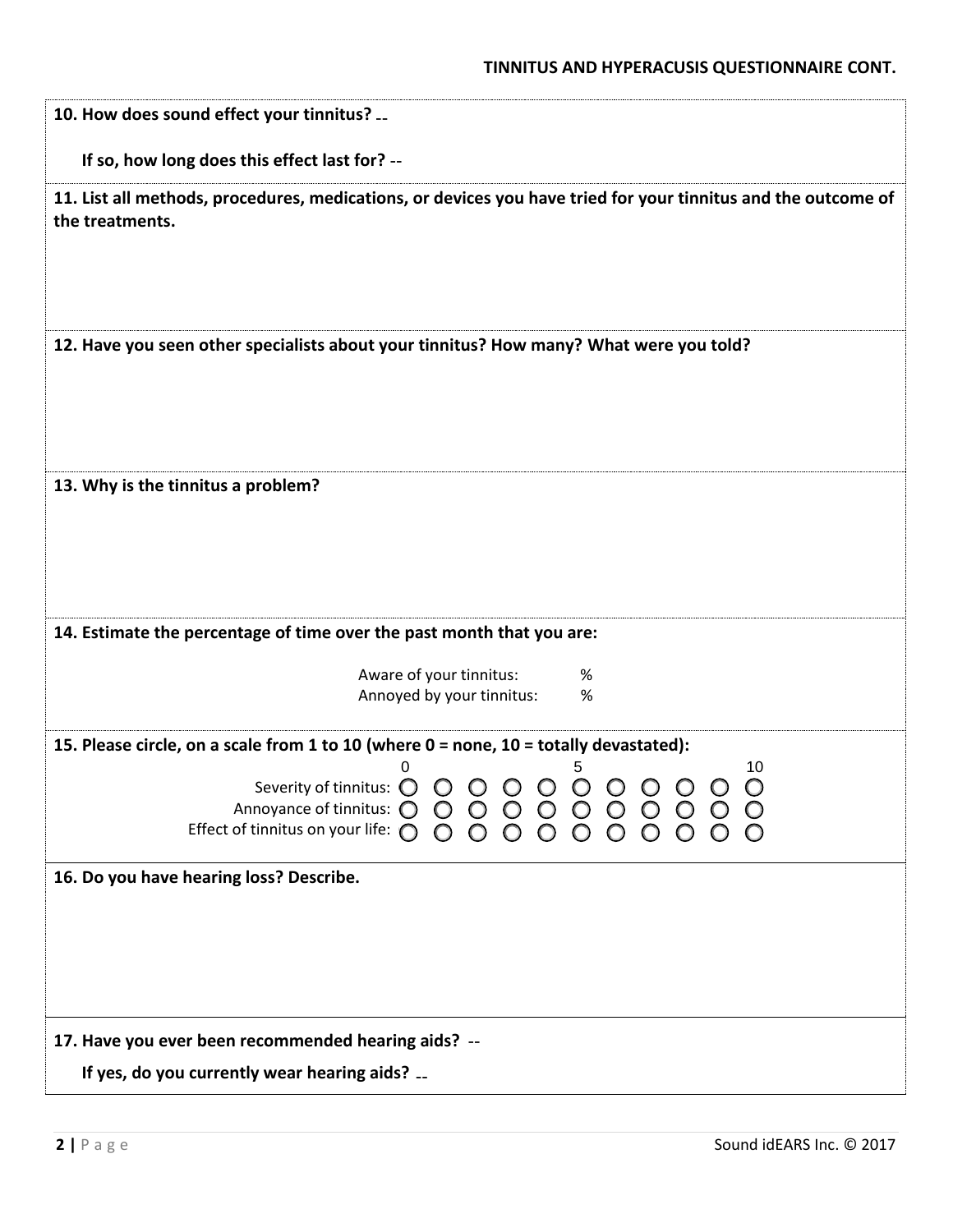**TINNITUS AND HYPERACUSIS QUESTIONNAIRE CONT.**

**10. How does sound effect your tinnitus?** --

**If so, how long does this effect last for?** --

**11. List all methods, procedures, medications, or devices you have tried for your tinnitus and the outcome of the treatments.**

**12. Have you seen other specialists about your tinnitus? How many? What were you told?**

**13. Why is the tinnitus a problem?**

**14. Estimate the percentage of time over the past month that you are:**

Aware of your tinnitus: %

Annoyed by your tinnitus: %

**15. Please circle, on a scale from 1 to 10 (where 0 = none, 10 = totally devastated):**

| | 0 | | | | | 5 | | | | | 10 |
|---|---|---|---|---|---|---|---|---|---|---|---|
| Severity of tinnitus: | ○ | ○ | ○ | ○ | ○ | ○ | ○ | ○ | ○ | ○ | ○ |
| Annoyance of tinnitus: | ○ | ○ | ○ | ○ | ○ | ○ | ○ | ○ | ○ | ○ | ○ |
| Effect of tinnitus on your life: | ○ | ○ | ○ | ○ | ○ | ○ | ○ | ○ | ○ | ○ | ○ |

**16. Do you have hearing loss? Describe.**

**17. Have you ever been recommended hearing aids?** --

**If yes, do you currently wear hearing aids?** --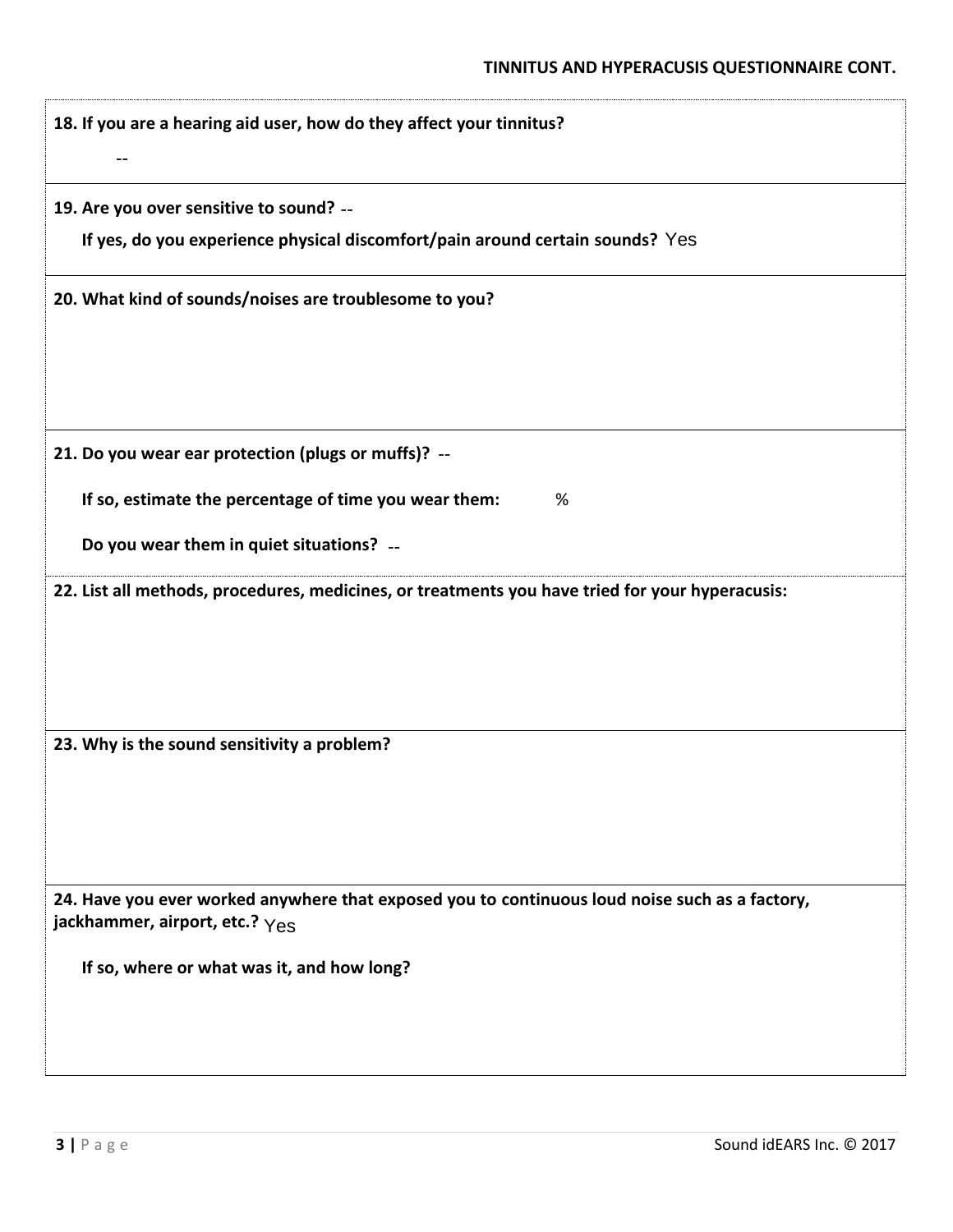**18. If you are a hearing aid user, how do they affect your tinnitus?**

--

**19. Are you over sensitive to sound?** --

**If yes, do you experience physical discomfort/pain around certain sounds?** Yes

**20. What kind of sounds/noises are troublesome to you?**

**21. Do you wear ear protection (plugs or muffs)?** --

**If so, estimate the percentage of time you wear them:** %

**Do you wear them in quiet situations?** --

**22. List all methods, procedures, medicines, or treatments you have tried for your hyperacusis:**

**23. Why is the sound sensitivity a problem?**

**24. Have you ever worked anywhere that exposed you to continuous loud noise such as a factory, jackhammer, airport, etc.?** Yes

**If so, where or what was it, and how long?**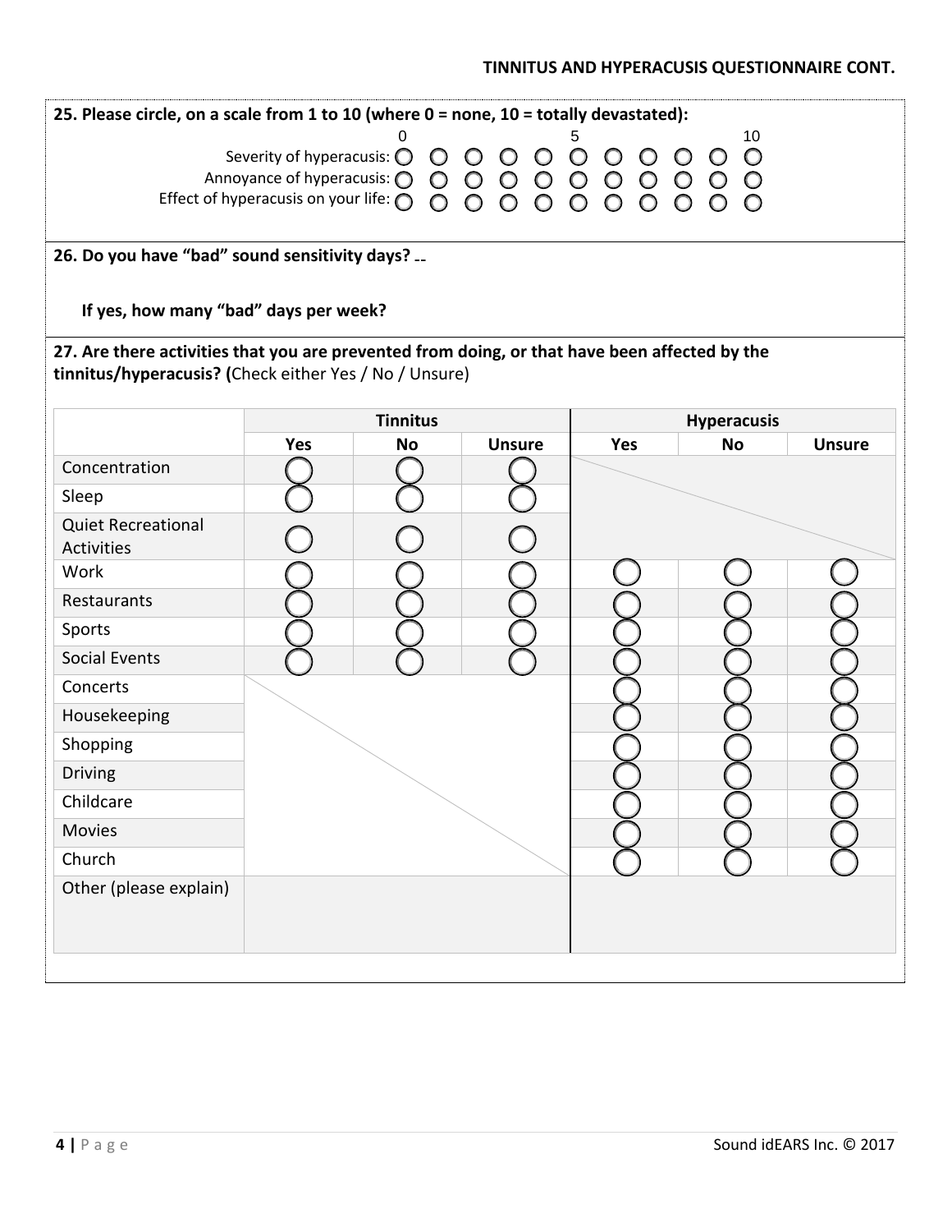## TINNITUS AND HYPERACUSIS QUESTIONNAIRE CONT.

**25. Please circle, on a scale from 1 to 10 (where 0 = none, 10 = totally devastated):**

| | 0 | | | | | 5 | | | | | 10 |
|---|---|---|---|---|---|---|---|---|---|---|---|
| Severity of hyperacusis: | ○ | ○ | ○ | ○ | ○ | ○ | ○ | ○ | ○ | ○ | ○ |
| Annoyance of hyperacusis: | ○ | ○ | ○ | ○ | ○ | ○ | ○ | ○ | ○ | ○ | ○ |
| Effect of hyperacusis on your life: | ○ | ○ | ○ | ○ | ○ | ○ | ○ | ○ | ○ | ○ | ○ |

**26. Do you have "bad" sound sensitivity days?**

**If yes, how many "bad" days per week?**

**27. Are there activities that you are prevented from doing, or that have been affected by the tinnitus/hyperacusis? (**Check either Yes / No / Unsure)

| | Tinnitus | | | Hyperacusis | | |
|---|---|---|---|---|---|---|
| | **Yes** | **No** | **Unsure** | **Yes** | **No** | **Unsure** |
| Concentration | ○ | ○ | ○ | | | |
| Sleep | ○ | ○ | ○ | | | |
| Quiet Recreational Activities | ○ | ○ | ○ | | | |
| Work | ○ | ○ | ○ | ○ | ○ | ○ |
| Restaurants | ○ | ○ | ○ | ○ | ○ | ○ |
| Sports | ○ | ○ | ○ | ○ | ○ | ○ |
| Social Events | ○ | ○ | ○ | ○ | ○ | ○ |
| Concerts | | | | ○ | ○ | ○ |
| Housekeeping | | | | ○ | ○ | ○ |
| Shopping | | | | ○ | ○ | ○ |
| Driving | | | | ○ | ○ | ○ |
| Childcare | | | | ○ | ○ | ○ |
| Movies | | | | ○ | ○ | ○ |
| Church | | | | ○ | ○ | ○ |
| Other (please explain) | | | | | | |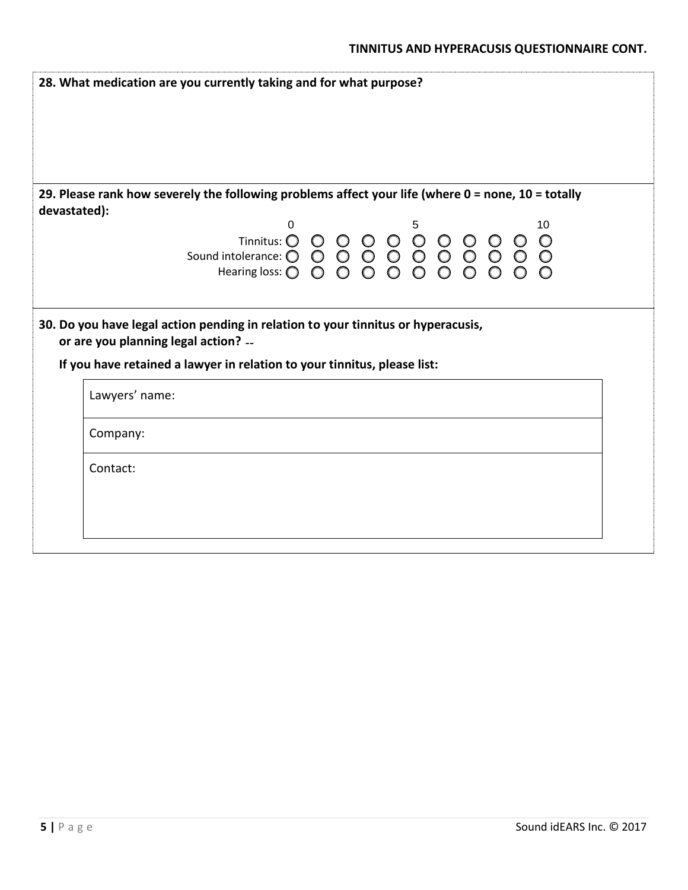**28. What medication are you currently taking and for what purpose?**

**29. Please rank how severely the following problems affect your life (where 0 = none, 10 = totally devastated):**

| | 0 | | | | | 5 | | | | | 10 |
|---|---|---|---|---|---|---|---|---|---|---|---|
| Tinnitus: | ○ | ○ | ○ | ○ | ○ | ○ | ○ | ○ | ○ | ○ | ○ |
| Sound intolerance: | ○ | ○ | ○ | ○ | ○ | ○ | ○ | ○ | ○ | ○ | ○ |
| Hearing loss: | ○ | ○ | ○ | ○ | ○ | ○ | ○ | ○ | ○ | ○ | ○ |

**30. Do you have legal action pending in relation to your tinnitus or hyperacusis, or are you planning legal action?** --

**If you have retained a lawyer in relation to your tinnitus, please list:**

| |
|---|
| Lawyers' name: |
| Company: |
| Contact: |